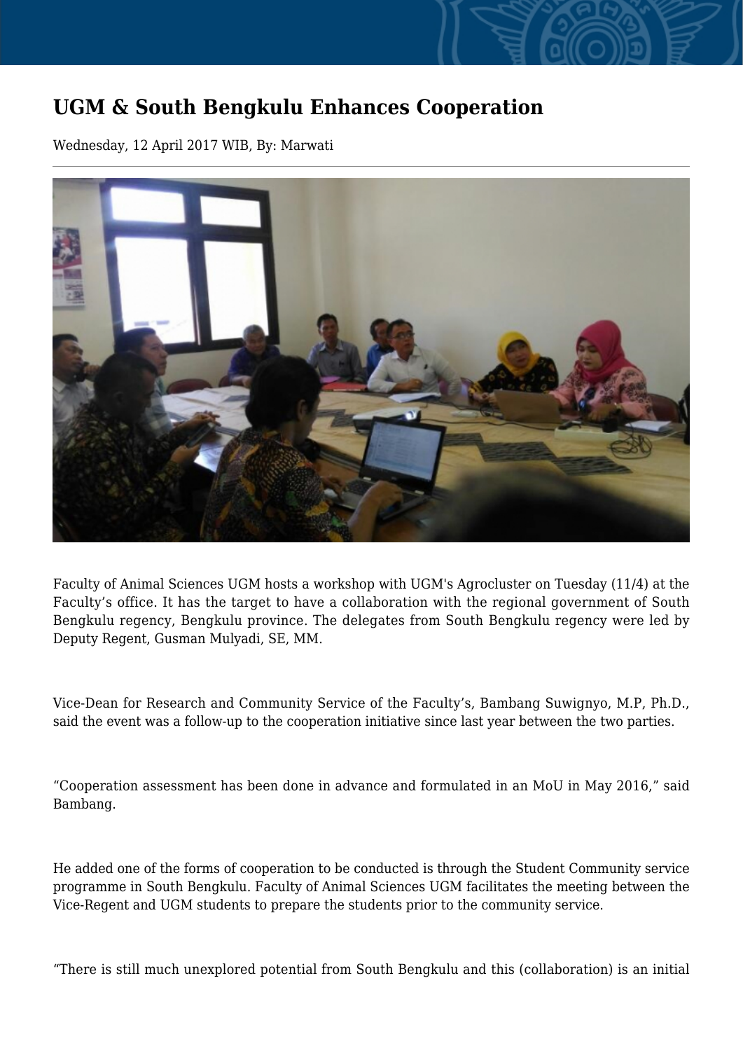# UGM & South Bengkulu Enhances Cooperation

Wednesday, 12 April 2017 WIB, By: Marwati

Faculty of Animal Sciences UGM hosts a workshop with UGM's Agrocluster on Tuesday (11/4) at the Faculty's office. It has the target to have a collaboration with the regional government of South Bengkulu regency, Bengkulu province. The delegates from South Bengkulu regency were led by Deputy Regent, Gusman Mulyadi, SE, MM.

Vice-Dean for Research and Community Service of the Faculty's, Bambang Suwignyo, M.P, Ph.D., said the event was a follow-up to the cooperation initiative since last year between the two parties.

"Cooperation assessment has been done in advance and formulated in an MoU in May 2016," said Bambang.

He added one of the forms of cooperation to be conducted is through the Student Community service programme in South Bengkulu. Faculty of Animal Sciences UGM facilitates the meeting between the Vice-Regent and UGM students to prepare the students prior to the community service.

"There is still much unexplored potential from South Bengkulu and this (collaboration) is an initial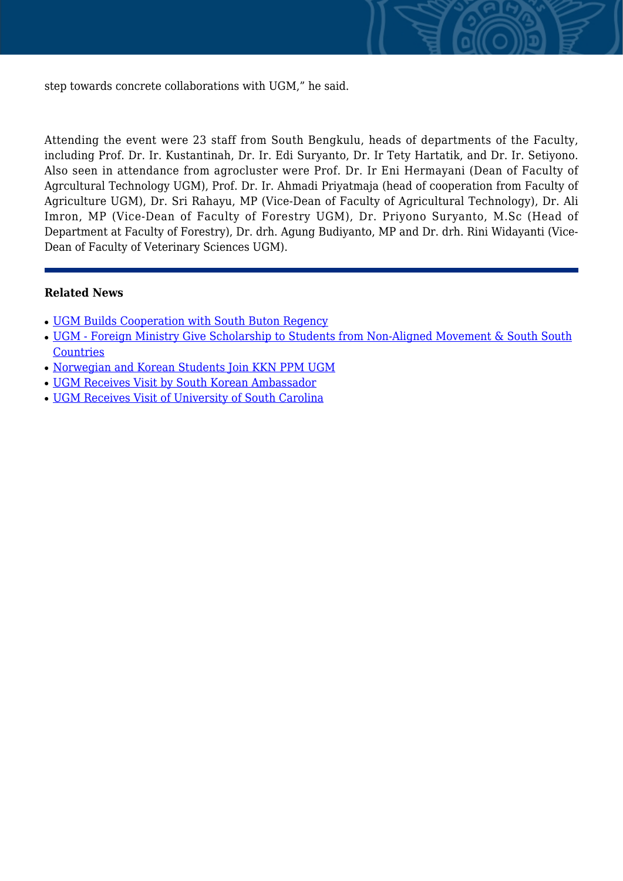step towards concrete collaborations with UGM," he said.

Attending the event were 23 staff from South Bengkulu, heads of departments of the Faculty, including Prof. Dr. Ir. Kustantinah, Dr. Ir. Edi Suryanto, Dr. Ir Tety Hartatik, and Dr. Ir. Setiyono. Also seen in attendance from agrocluster were Prof. Dr. Ir Eni Hermayani (Dean of Faculty of Agrcultural Technology UGM), Prof. Dr. Ir. Ahmadi Priyatmaja (head of cooperation from Faculty of Agriculture UGM), Dr. Sri Rahayu, MP (Vice-Dean of Faculty of Agricultural Technology), Dr. Ali Imron, MP (Vice-Dean of Faculty of Forestry UGM), Dr. Priyono Suryanto, M.Sc (Head of Department at Faculty of Forestry), Dr. drh. Agung Budiyanto, MP and Dr. drh. Rini Widayanti (Vice-Dean of Faculty of Veterinary Sciences UGM).

---

**Related News**

- UGM Builds Cooperation with South Buton Regency
- UGM - Foreign Ministry Give Scholarship to Students from Non-Aligned Movement & South South Countries
- Norwegian and Korean Students Join KKN PPM UGM
- UGM Receives Visit by South Korean Ambassador
- UGM Receives Visit of University of South Carolina